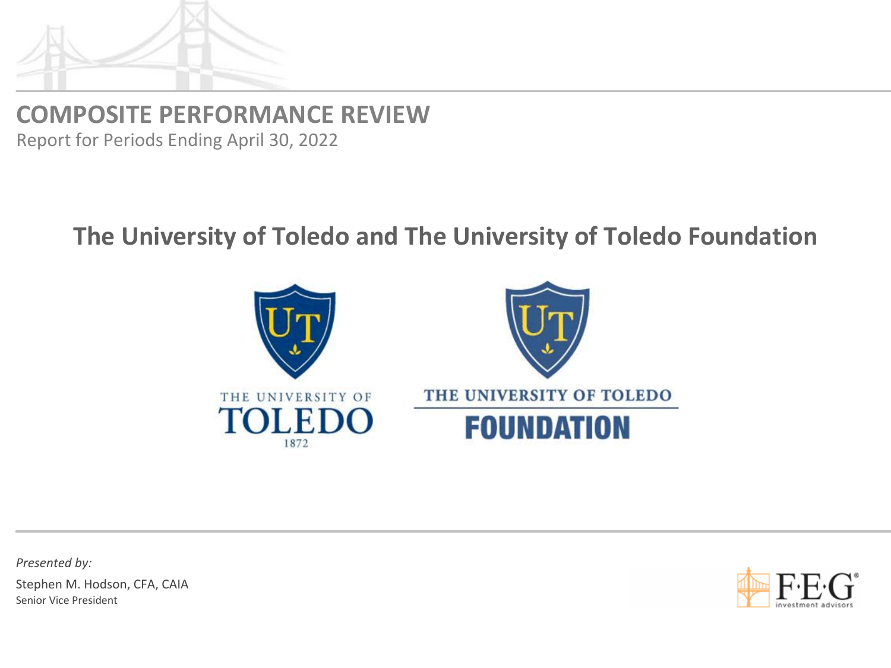# COMPOSITE PERFORMANCE REVIEW

Report for Periods Ending April 30, 2022

## The University of Toledo and The University of Toledo Foundation

THE UNIVERSITY OF TOLEDO 1872

THE UNIVERSITY OF TOLEDO FOUNDATION

*Presented by:*

Stephen M. Hodson, CFA, CAIA

Senior Vice President

F·E·G investment advisors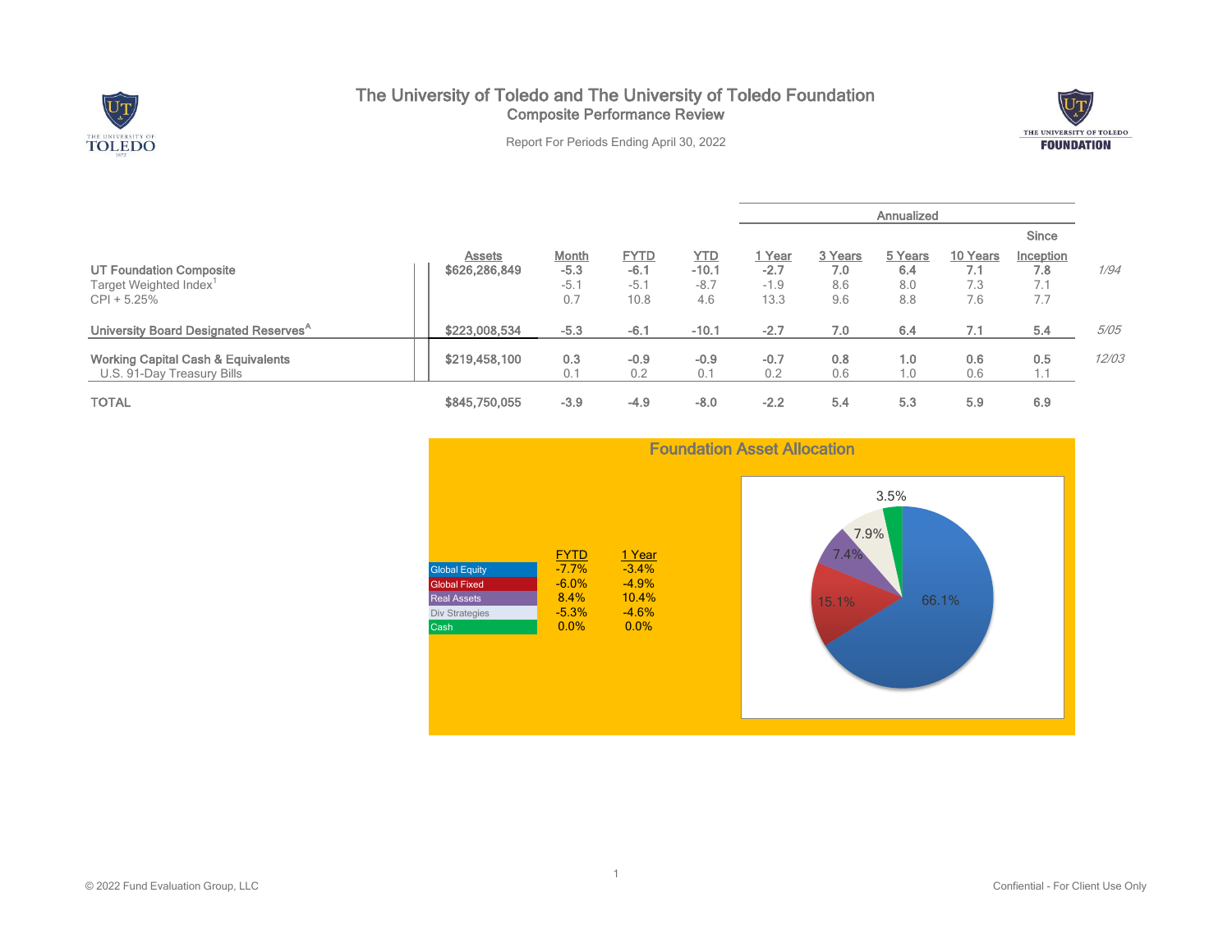# The University of Toledo and The University of Toledo Foundation

## Composite Performance Review

Report For Periods Ending April 30, 2022

| | Assets | Month | FYTD | YTD | 1 Year | 3 Years | 5 Years | 10 Years | Since Inception | |
|---|---|---|---|---|---|---|---|---|---|---|
| | | | | | Annualized | | | | | |
| **UT Foundation Composite** | **$626,286,849** | **-5.3** | **-6.1** | **-10.1** | **-2.7** | **7.0** | **6.4** | **7.1** | **7.8** | *1/94* |
| Target Weighted Index[1] | | -5.1 | -5.1 | -8.7 | -1.9 | 8.6 | 8.0 | 7.3 | 7.1 | |
| CPI + 5.25% | | 0.7 | 10.8 | 4.6 | 13.3 | 9.6 | 8.8 | 7.6 | 7.7 | |
| **University Board Designated Reserves[A]** | **$223,008,534** | **-5.3** | **-6.1** | **-10.1** | **-2.7** | **7.0** | **6.4** | **7.1** | **5.4** | *5/05* |
| **Working Capital Cash & Equivalents** | **$219,458,100** | **0.3** | **-0.9** | **-0.9** | **-0.7** | **0.8** | **1.0** | **0.6** | **0.5** | *12/03* |
| U.S. 91-Day Treasury Bills | | 0.1 | 0.2 | 0.1 | 0.2 | 0.6 | 1.0 | 0.6 | 1.1 | |
| **TOTAL** | **$845,750,055** | **-3.9** | **-4.9** | **-8.0** | **-2.2** | **5.4** | **5.3** | **5.9** | **6.9** | |

## Foundation Asset Allocation

| | FYTD | 1 Year |
|---|---|---|
| Global Equity | -7.7% | -3.4% |
| Global Fixed | -6.0% | -4.9% |
| Real Assets | 8.4% | 10.4% |
| Div Strategies | -5.3% | -4.6% |
| Cash | 0.0% | 0.0% |

66.1%
15.1%
7.4%
7.9%
3.5%

© 2022 Fund Evaluation Group, LLC

Confiential - For Client Use Only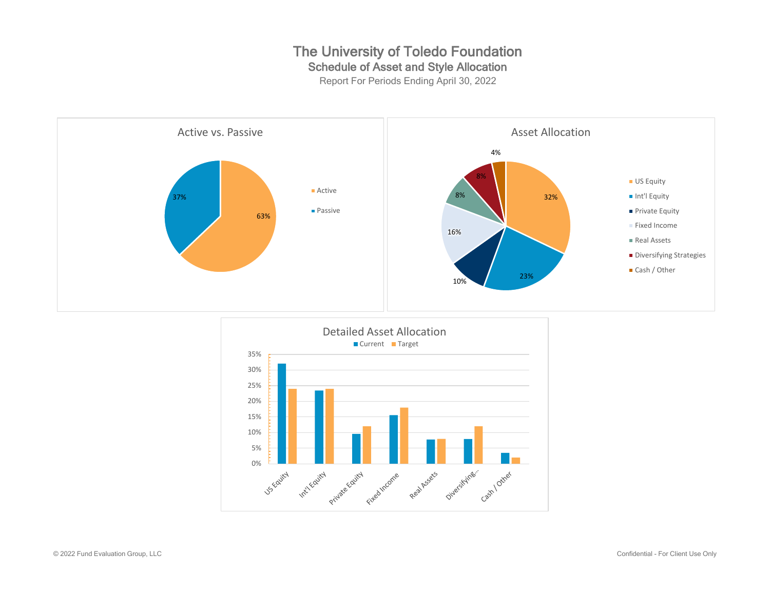# The University of Toledo Foundation

## Schedule of Asset and Style Allocation

Report For Periods Ending April 30, 2022

### Active vs. Passive

37%
63%

Active
Passive

### Asset Allocation

4%
8%
8%
32%
16%
10%
23%

US Equity
Int'l Equity
Private Equity
Fixed Income
Real Assets
Diversifying Strategies
Cash / Other

### Detailed Asset Allocation

Current
Target

35%
30%
25%
20%
15%
10%
5%
0%

US Equity
Int'l Equity
Private Equity
Fixed Income
Real Assets
Diversifying...
Cash / Other

© 2022 Fund Evaluation Group, LLC

Confidential - For Client Use Only